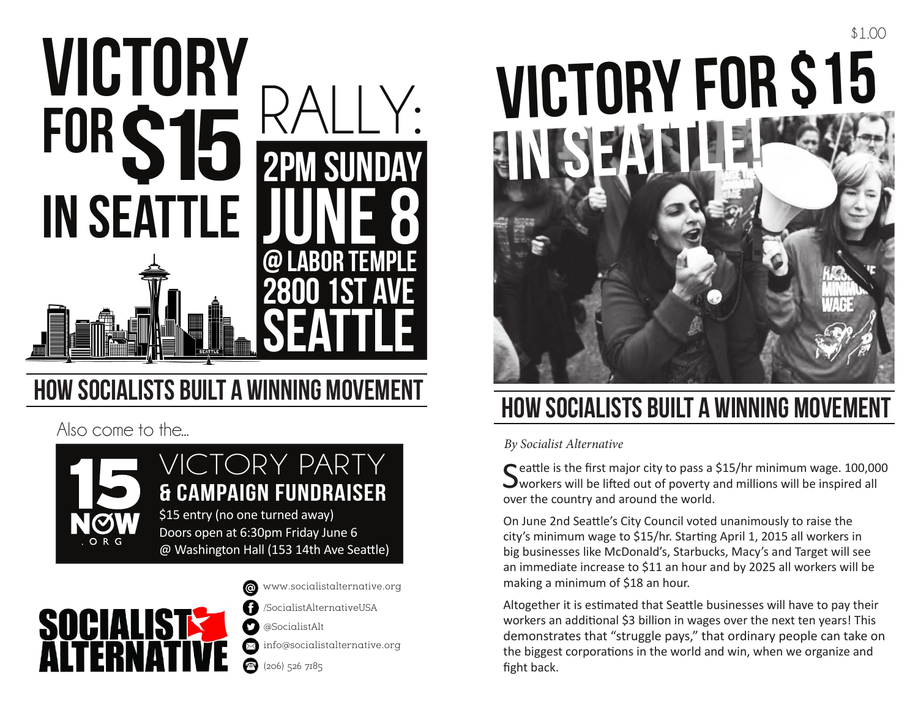# VICTORY FOR $15 IN SEATTLE RALLY:

## 2PM SUNDAY JUNE 8

## @ LABOR TEMPLE 2800 1ST AVE SEATTLE

## HOW SOCIALISTS BUILT A WINNING MOVEMENT

Also come to the...

**15 NOW .ORG**

### VICTORY PARTY

### & CAMPAIGN FUNDRAISER

$15 entry (no one turned away)
Doors open at 6:30pm Friday June 6
@ Washington Hall (153 14th Ave Seattle)

**SOCIALIST ALTERNATIVE**

- www.socialistalternative.org
- /SocialistAlternativeUSA
- @SocialistAlt
- info@socialistalternative.org
- (206) 526 7185

$1.00

# VICTORY FOR $15 IN SEATTLE!

## HOW SOCIALISTS BUILT A WINNING MOVEMENT

*By Socialist Alternative*

Seattle is the first major city to pass a $15/hr minimum wage. 100,000 workers will be lifted out of poverty and millions will be inspired all over the country and around the world.

On June 2nd Seattle's City Council voted unanimously to raise the city's minimum wage to $15/hr. Starting April 1, 2015 all workers in big businesses like McDonald's, Starbucks, Macy's and Target will see an immediate increase to $11 an hour and by 2025 all workers will be making a minimum of $18 an hour.

Altogether it is estimated that Seattle businesses will have to pay their workers an additional $3 billion in wages over the next ten years! This demonstrates that "struggle pays," that ordinary people can take on the biggest corporations in the world and win, when we organize and fight back.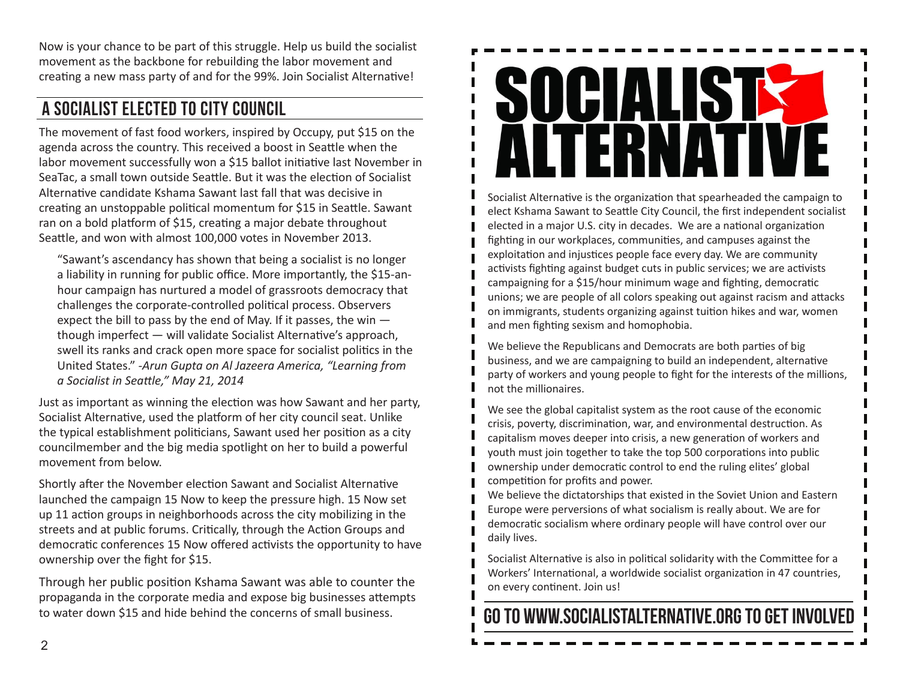Now is your chance to be part of this struggle. Help us build the socialist movement as the backbone for rebuilding the labor movement and creating a new mass party of and for the 99%. Join Socialist Alternative!

## A SOCIALIST ELECTED TO CITY COUNCIL

The movement of fast food workers, inspired by Occupy, put $15 on the agenda across the country. This received a boost in Seattle when the labor movement successfully won a $15 ballot initiative last November in SeaTac, a small town outside Seattle. But it was the election of Socialist Alternative candidate Kshama Sawant last fall that was decisive in creating an unstoppable political momentum for $15 in Seattle. Sawant ran on a bold platform of $15, creating a major debate throughout Seattle, and won with almost 100,000 votes in November 2013.

> "Sawant's ascendancy has shown that being a socialist is no longer a liability in running for public office. More importantly, the $15-an-hour campaign has nurtured a model of grassroots democracy that challenges the corporate-controlled political process. Observers expect the bill to pass by the end of May. If it passes, the win — though imperfect — will validate Socialist Alternative's approach, swell its ranks and crack open more space for socialist politics in the United States." *-Arun Gupta on Al Jazeera America, "Learning from a Socialist in Seattle," May 21, 2014*

Just as important as winning the election was how Sawant and her party, Socialist Alternative, used the platform of her city council seat. Unlike the typical establishment politicians, Sawant used her position as a city councilmember and the big media spotlight on her to build a powerful movement from below.

Shortly after the November election Sawant and Socialist Alternative launched the campaign 15 Now to keep the pressure high. 15 Now set up 11 action groups in neighborhoods across the city mobilizing in the streets and at public forums. Critically, through the Action Groups and democratic conferences 15 Now offered activists the opportunity to have ownership over the fight for $15.

Through her public position Kshama Sawant was able to counter the propaganda in the corporate media and expose big businesses attempts to water down $15 and hide behind the concerns of small business.

# SOCIALIST ALTERNATIVE

Socialist Alternative is the organization that spearheaded the campaign to elect Kshama Sawant to Seattle City Council, the first independent socialist elected in a major U.S. city in decades. We are a national organization fighting in our workplaces, communities, and campuses against the exploitation and injustices people face every day. We are community activists fighting against budget cuts in public services; we are activists campaigning for a $15/hour minimum wage and fighting, democratic unions; we are people of all colors speaking out against racism and attacks on immigrants, students organizing against tuition hikes and war, women and men fighting sexism and homophobia.

We believe the Republicans and Democrats are both parties of big business, and we are campaigning to build an independent, alternative party of workers and young people to fight for the interests of the millions, not the millionaires.

We see the global capitalist system as the root cause of the economic crisis, poverty, discrimination, war, and environmental destruction. As capitalism moves deeper into crisis, a new generation of workers and youth must join together to take the top 500 corporations into public ownership under democratic control to end the ruling elites' global competition for profits and power.

We believe the dictatorships that existed in the Soviet Union and Eastern Europe were perversions of what socialism is really about. We are for democratic socialism where ordinary people will have control over our daily lives.

Socialist Alternative is also in political solidarity with the Committee for a Workers' International, a worldwide socialist organization in 47 countries, on every continent. Join us!

## GO TO WWW.SOCIALISTALTERNATIVE.ORG TO GET INVOLVED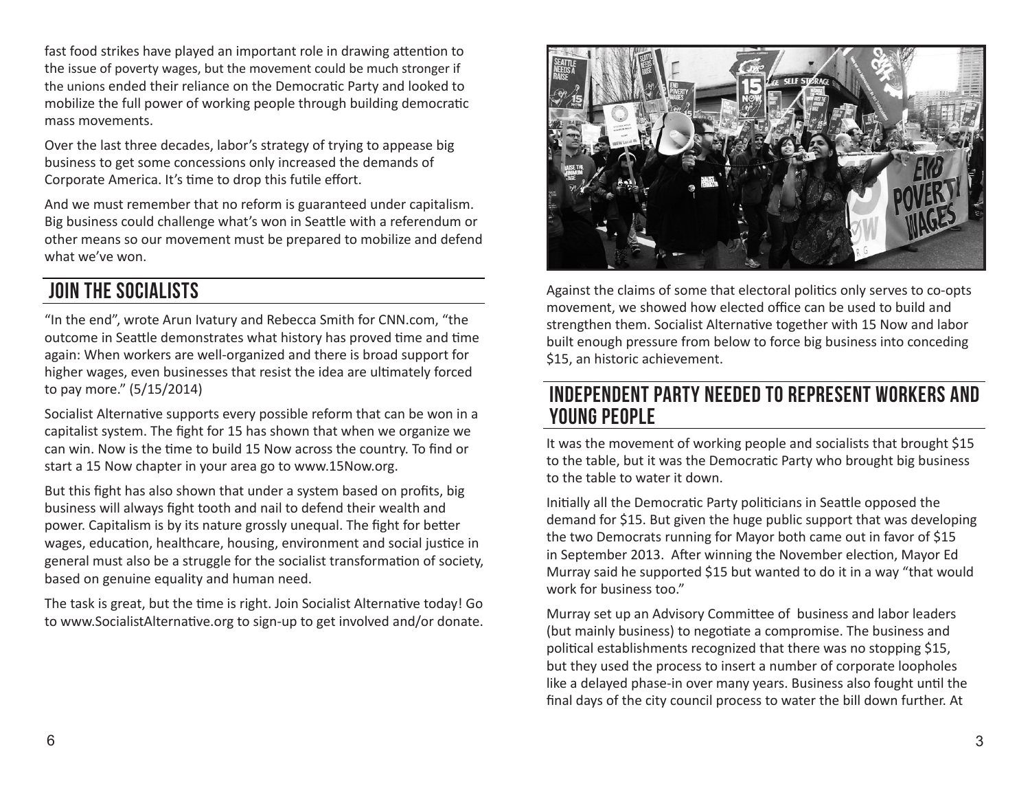fast food strikes have played an important role in drawing attention to the issue of poverty wages, but the movement could be much stronger if the unions ended their reliance on the Democratic Party and looked to mobilize the full power of working people through building democratic mass movements.

Over the last three decades, labor's strategy of trying to appease big business to get some concessions only increased the demands of Corporate America. It's time to drop this futile effort.

And we must remember that no reform is guaranteed under capitalism. Big business could challenge what's won in Seattle with a referendum or other means so our movement must be prepared to mobilize and defend what we've won.

## Join the Socialists

"In the end", wrote Arun Ivatury and Rebecca Smith for CNN.com, "the outcome in Seattle demonstrates what history has proved time and time again: When workers are well-organized and there is broad support for higher wages, even businesses that resist the idea are ultimately forced to pay more." (5/15/2014)

Socialist Alternative supports every possible reform that can be won in a capitalist system. The fight for 15 has shown that when we organize we can win. Now is the time to build 15 Now across the country. To find or start a 15 Now chapter in your area go to www.15Now.org.

But this fight has also shown that under a system based on profits, big business will always fight tooth and nail to defend their wealth and power. Capitalism is by its nature grossly unequal. The fight for better wages, education, healthcare, housing, environment and social justice in general must also be a struggle for the socialist transformation of society, based on genuine equality and human need.

The task is great, but the time is right. Join Socialist Alternative today! Go to www.SocialistAlternative.org to sign-up to get involved and/or donate.

Against the claims of some that electoral politics only serves to co-opts movement, we showed how elected office can be used to build and strengthen them. Socialist Alternative together with 15 Now and labor built enough pressure from below to force big business into conceding $15, an historic achievement.

## Independent Party Needed to Represent Workers and Young People

It was the movement of working people and socialists that brought $15 to the table, but it was the Democratic Party who brought big business to the table to water it down.

Initially all the Democratic Party politicians in Seattle opposed the demand for $15. But given the huge public support that was developing the two Democrats running for Mayor both came out in favor of $15 in September 2013. After winning the November election, Mayor Ed Murray said he supported $15 but wanted to do it in a way "that would work for business too."

Murray set up an Advisory Committee of business and labor leaders (but mainly business) to negotiate a compromise. The business and political establishments recognized that there was no stopping $15, but they used the process to insert a number of corporate loopholes like a delayed phase-in over many years. Business also fought until the final days of the city council process to water the bill down further. At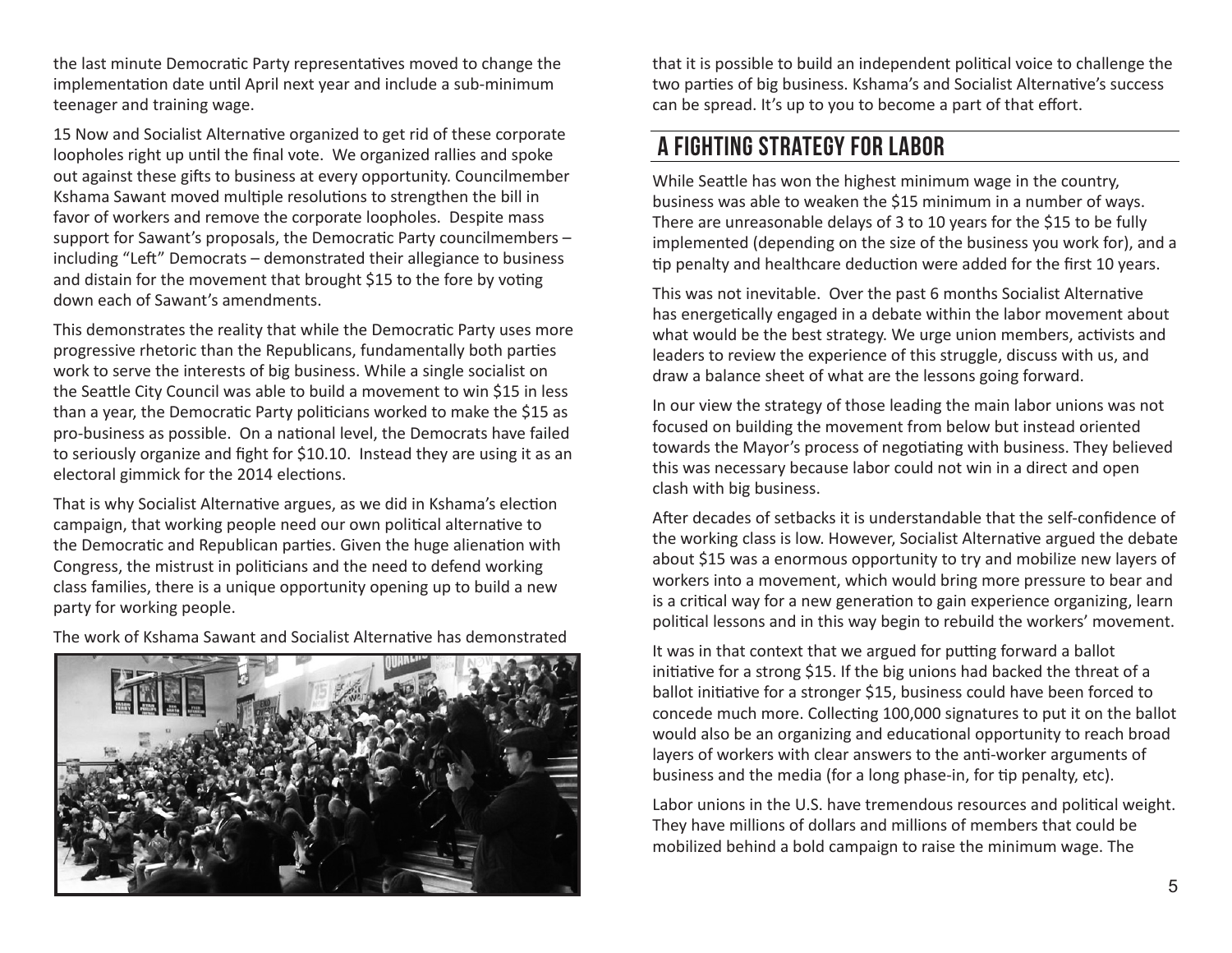the last minute Democratic Party representatives moved to change the implementation date until April next year and include a sub-minimum teenager and training wage.

15 Now and Socialist Alternative organized to get rid of these corporate loopholes right up until the final vote. We organized rallies and spoke out against these gifts to business at every opportunity. Councilmember Kshama Sawant moved multiple resolutions to strengthen the bill in favor of workers and remove the corporate loopholes. Despite mass support for Sawant's proposals, the Democratic Party councilmembers – including "Left" Democrats – demonstrated their allegiance to business and distain for the movement that brought $15 to the fore by voting down each of Sawant's amendments.

This demonstrates the reality that while the Democratic Party uses more progressive rhetoric than the Republicans, fundamentally both parties work to serve the interests of big business. While a single socialist on the Seattle City Council was able to build a movement to win $15 in less than a year, the Democratic Party politicians worked to make the $15 as pro-business as possible. On a national level, the Democrats have failed to seriously organize and fight for $10.10. Instead they are using it as an electoral gimmick for the 2014 elections.

That is why Socialist Alternative argues, as we did in Kshama's election campaign, that working people need our own political alternative to the Democratic and Republican parties. Given the huge alienation with Congress, the mistrust in politicians and the need to defend working class families, there is a unique opportunity opening up to build a new party for working people.

The work of Kshama Sawant and Socialist Alternative has demonstrated that it is possible to build an independent political voice to challenge the two parties of big business. Kshama's and Socialist Alternative's success can be spread. It's up to you to become a part of that effort.

## A Fighting Strategy for Labor

While Seattle has won the highest minimum wage in the country, business was able to weaken the $15 minimum in a number of ways. There are unreasonable delays of 3 to 10 years for the $15 to be fully implemented (depending on the size of the business you work for), and a tip penalty and healthcare deduction were added for the first 10 years.

This was not inevitable. Over the past 6 months Socialist Alternative has energetically engaged in a debate within the labor movement about what would be the best strategy. We urge union members, activists and leaders to review the experience of this struggle, discuss with us, and draw a balance sheet of what are the lessons going forward.

In our view the strategy of those leading the main labor unions was not focused on building the movement from below but instead oriented towards the Mayor's process of negotiating with business. They believed this was necessary because labor could not win in a direct and open clash with big business.

After decades of setbacks it is understandable that the self-confidence of the working class is low. However, Socialist Alternative argued the debate about $15 was a enormous opportunity to try and mobilize new layers of workers into a movement, which would bring more pressure to bear and is a critical way for a new generation to gain experience organizing, learn political lessons and in this way begin to rebuild the workers' movement.

It was in that context that we argued for putting forward a ballot initiative for a strong $15. If the big unions had backed the threat of a ballot initiative for a stronger $15, business could have been forced to concede much more. Collecting 100,000 signatures to put it on the ballot would also be an organizing and educational opportunity to reach broad layers of workers with clear answers to the anti-worker arguments of business and the media (for a long phase-in, for tip penalty, etc).

Labor unions in the U.S. have tremendous resources and political weight. They have millions of dollars and millions of members that could be mobilized behind a bold campaign to raise the minimum wage. The